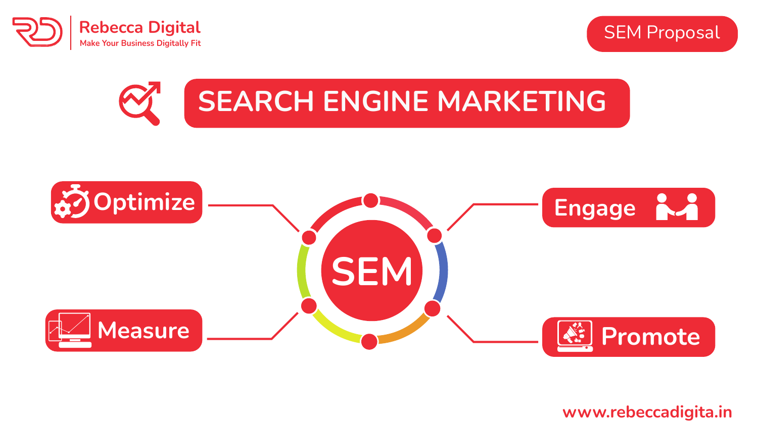Rebecca Digital

Make Your Business Digitally Fit

SEM Proposal

# SEARCH ENGINE MARKETING

SEM

- Optimize
- Engage
- Measure
- Promote

www.rebeccadigita.in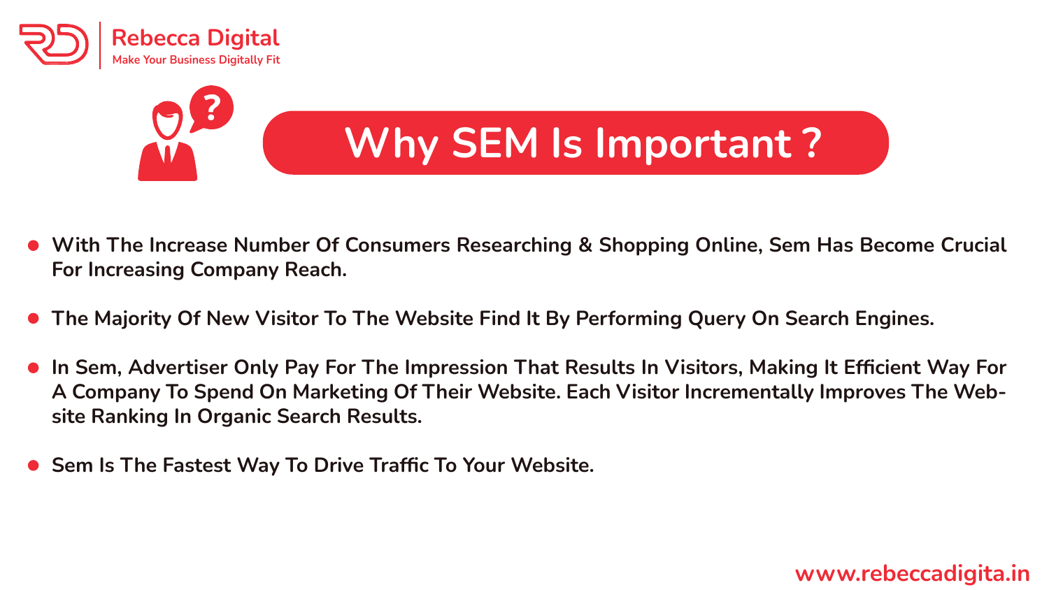# Why SEM Is Important ?

- With The Increase Number Of Consumers Researching & Shopping Online, Sem Has Become Crucial For Increasing Company Reach.
- The Majority Of New Visitor To The Website Find It By Performing Query On Search Engines.
- In Sem, Advertiser Only Pay For The Impression That Results In Visitors, Making It Efficient Way For A Company To Spend On Marketing Of Their Website. Each Visitor Incrementally Improves The Website Ranking In Organic Search Results.
- Sem Is The Fastest Way To Drive Traffic To Your Website.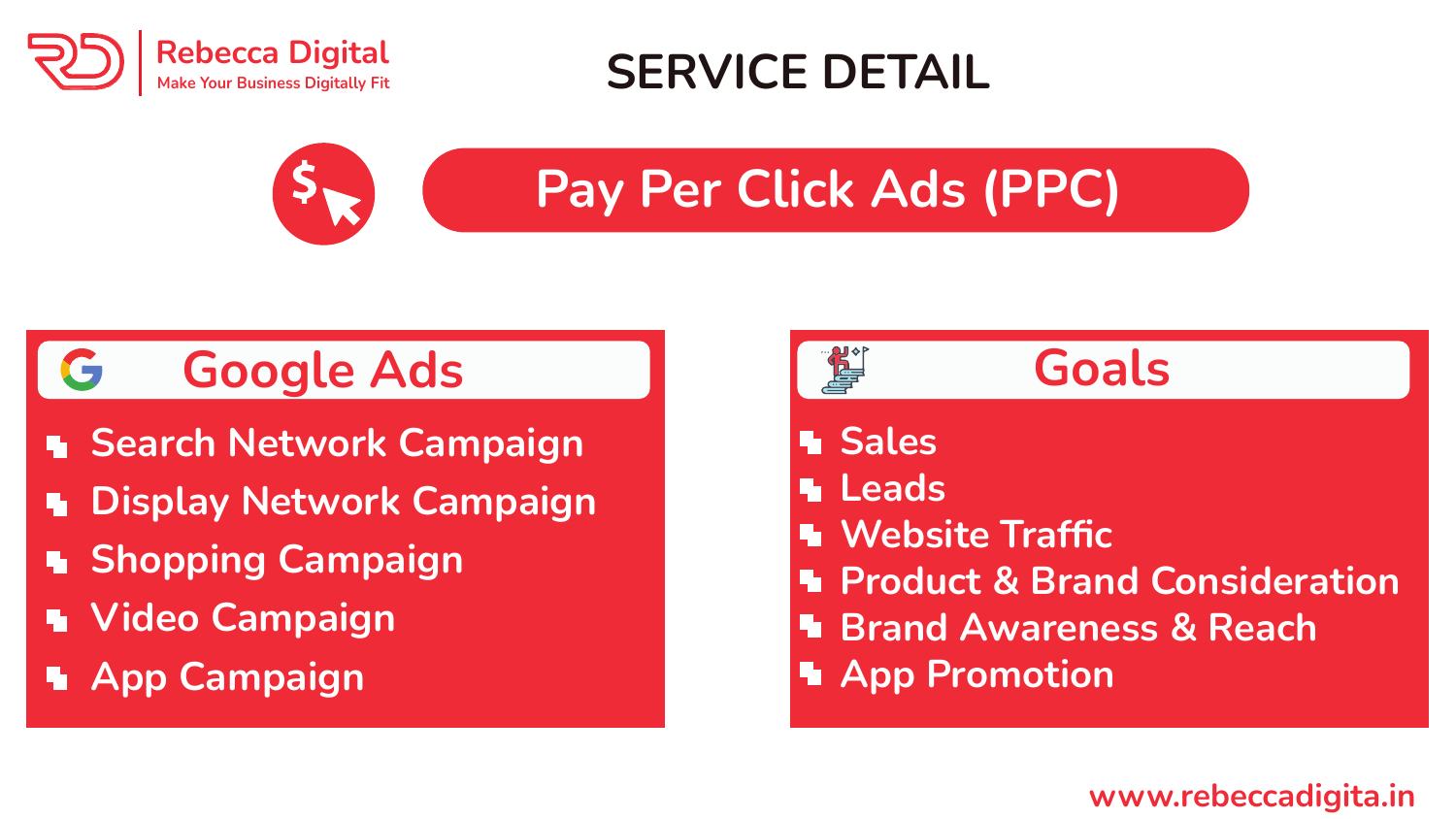Rebecca Digital

Make Your Business Digitally Fit

# SERVICE DETAIL

## Pay Per Click Ads (PPC)

### Google Ads

- Search Network Campaign
- Display Network Campaign
- Shopping Campaign
- Video Campaign
- App Campaign

### Goals

- Sales
- Leads
- Website Traffic
- Product & Brand Consideration
- Brand Awareness & Reach
- App Promotion

www.rebeccadigita.in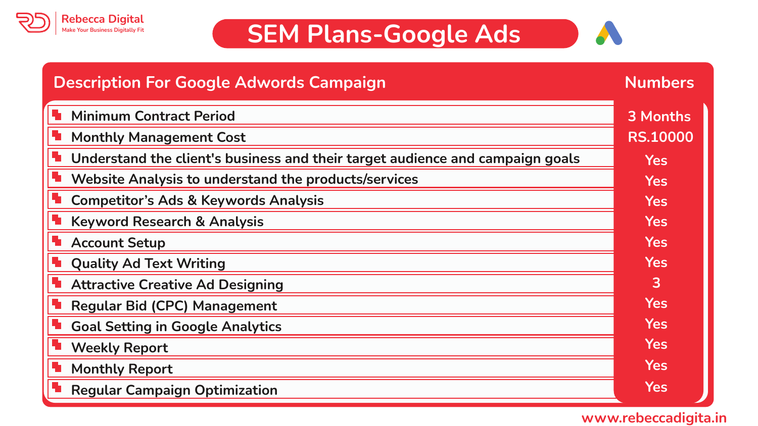Rebecca Digital
Make Your Business Digitally Fit

# SEM Plans-Google Ads

| Description For Google Adwords Campaign | Numbers |
| --- | --- |
| Minimum Contract Period | 3 Months |
| Monthly Management Cost | RS.10000 |
| Understand the client's business and their target audience and campaign goals | Yes |
| Website Analysis to understand the products/services | Yes |
| Competitor's Ads & Keywords Analysis | Yes |
| Keyword Research & Analysis | Yes |
| Account Setup | Yes |
| Quality Ad Text Writing | Yes |
| Attractive Creative Ad Designing | 3 |
| Regular Bid (CPC) Management | Yes |
| Goal Setting in Google Analytics | Yes |
| Weekly Report | Yes |
| Monthly Report | Yes |
| Regular Campaign Optimization | Yes |

www.rebeccadigita.in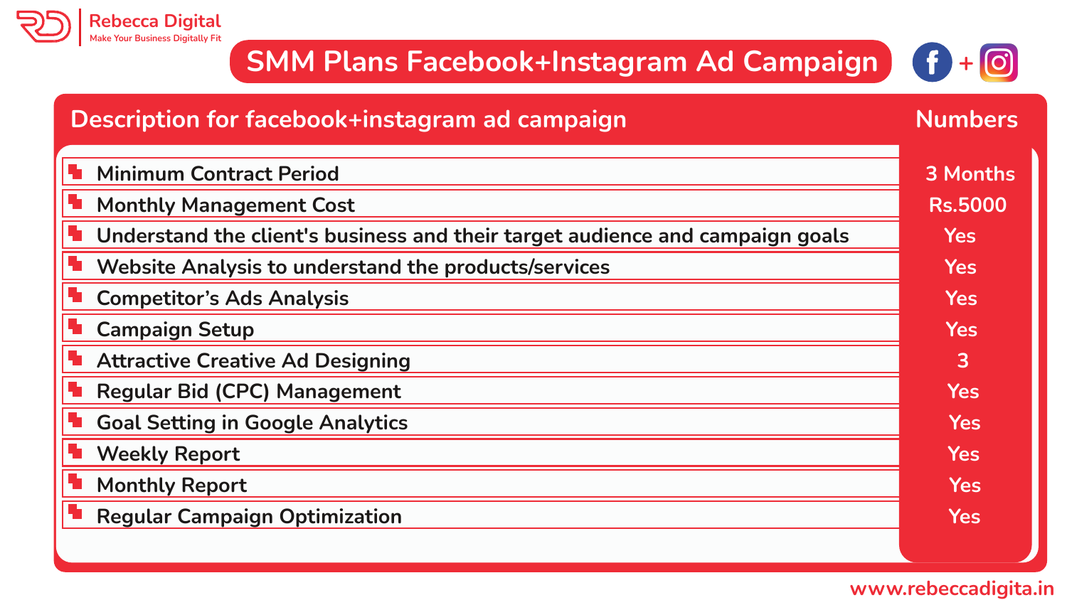Rebecca Digital
Make Your Business Digitally Fit

# SMM Plans Facebook+Instagram Ad Campaign

| Description for facebook+instagram ad campaign | Numbers |
| --- | --- |
| Minimum Contract Period | 3 Months |
| Monthly Management Cost | Rs.5000 |
| Understand the client's business and their target audience and campaign goals | Yes |
| Website Analysis to understand the products/services | Yes |
| Competitor's Ads Analysis | Yes |
| Campaign Setup | Yes |
| Attractive Creative Ad Designing | 3 |
| Regular Bid (CPC) Management | Yes |
| Goal Setting in Google Analytics | Yes |
| Weekly Report | Yes |
| Monthly Report | Yes |
| Regular Campaign Optimization | Yes |

www.rebeccadigita.in